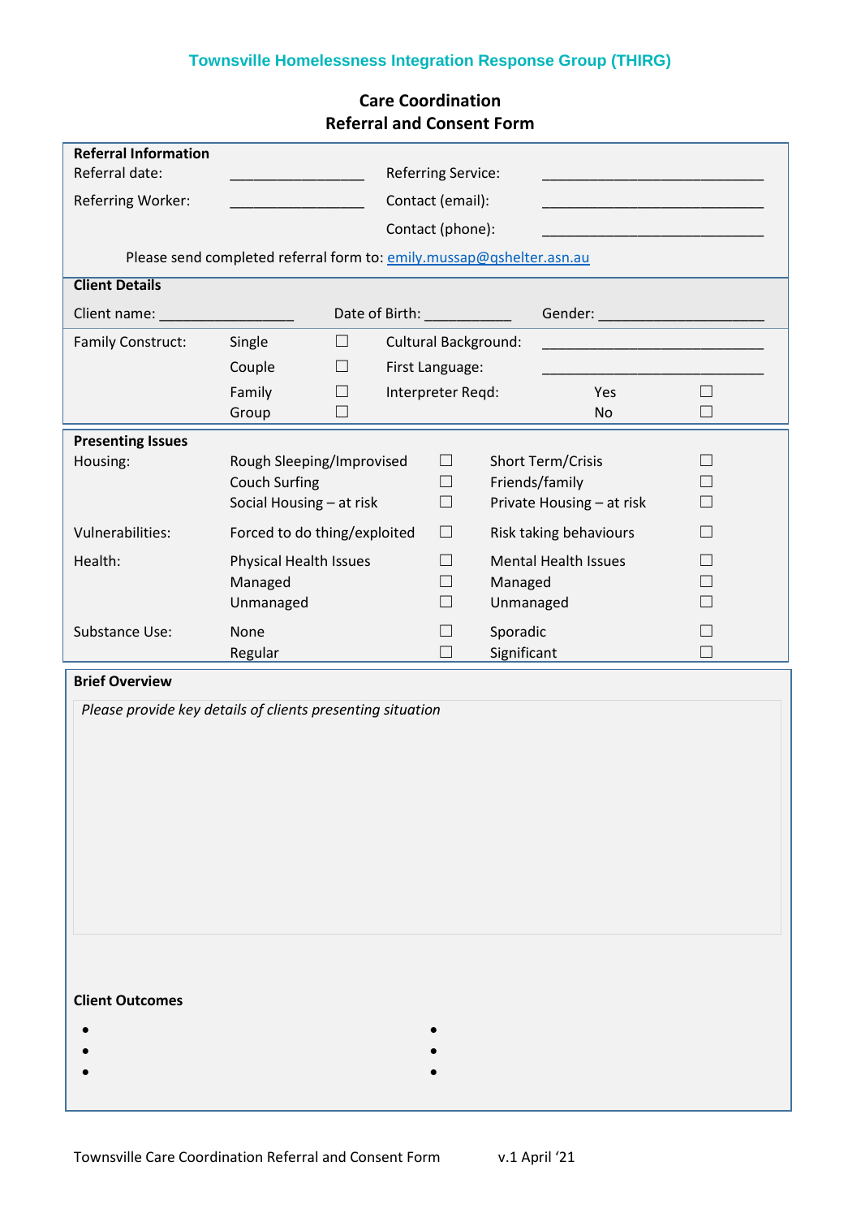**Townsville Homelessness Integration Response Group (THIRG)**

## Care Coordination
## Referral and Consent Form

### Referral Information

| | | | |
|---|---|---|---|
| Referral date: | _________________ | Referring Service: | ____________________________ |
| Referring Worker: | _________________ | Contact (email): | ____________________________ |
| | | Contact (phone): | ____________________________ |

Please send completed referral form to: emily.mussap@qshelter.asn.au

### Client Details

Client name: _________________ Date of Birth: ___________ Gender: _____________________

| | | | | | |
|---|---|---|---|---|---|
| Family Construct: | Single | ☐ | Cultural Background: | ____________________________ | |
| | Couple | ☐ | First Language: | ____________________________ | |
| | Family | ☐ | Interpreter Reqd: | Yes | ☐ |
| | Group | ☐ | | No | ☐ |

### Presenting Issues

| | | | | |
|---|---|---|---|---|
| Housing: | Rough Sleeping/Improvised | ☐ | Short Term/Crisis | ☐ |
| | Couch Surfing | ☐ | Friends/family | ☐ |
| | Social Housing – at risk | ☐ | Private Housing – at risk | ☐ |
| Vulnerabilities: | Forced to do thing/exploited | ☐ | Risk taking behaviours | ☐ |
| Health: | Physical Health Issues | ☐ | Mental Health Issues | ☐ |
| | Managed | ☐ | Managed | ☐ |
| | Unmanaged | ☐ | Unmanaged | ☐ |
| Substance Use: | None | ☐ | Sporadic | ☐ |
| | Regular | ☐ | Significant | ☐ |

### Brief Overview

*Please provide key details of clients presenting situation*

### Client Outcomes

- 
- 
- 
- 
- 
- 

Townsville Care Coordination Referral and Consent Form v.1 April '21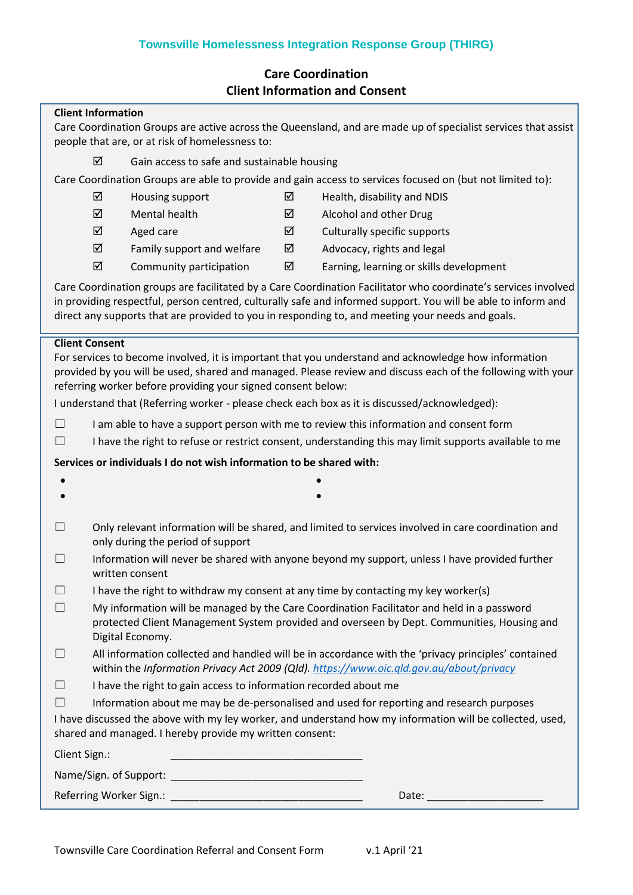**Townsville Homelessness Integration Response Group (THIRG)**

## Care Coordination
## Client Information and Consent

### Client Information

Care Coordination Groups are active across the Queensland, and are made up of specialist services that assist people that are, or at risk of homelessness to:

- ☑ Gain access to safe and sustainable housing

Care Coordination Groups are able to provide and gain access to services focused on (but not limited to):

- ☑ Housing support
- ☑ Mental health
- ☑ Aged care
- ☑ Family support and welfare
- ☑ Community participation
- ☑ Health, disability and NDIS
- ☑ Alcohol and other Drug
- ☑ Culturally specific supports
- ☑ Advocacy, rights and legal
- ☑ Earning, learning or skills development

Care Coordination groups are facilitated by a Care Coordination Facilitator who coordinate's services involved in providing respectful, person centred, culturally safe and informed support. You will be able to inform and direct any supports that are provided to you in responding to, and meeting your needs and goals.

### Client Consent

For services to become involved, it is important that you understand and acknowledge how information provided by you will be used, shared and managed. Please review and discuss each of the following with your referring worker before providing your signed consent below:

I understand that (Referring worker - please check each box as it is discussed/acknowledged):

- ☐ I am able to have a support person with me to review this information and consent form
- ☐ I have the right to refuse or restrict consent, understanding this may limit supports available to me

**Services or individuals I do not wish information to be shared with:**

- 
- 
- 
- 

- ☐ Only relevant information will be shared, and limited to services involved in care coordination and only during the period of support
- ☐ Information will never be shared with anyone beyond my support, unless I have provided further written consent
- ☐ I have the right to withdraw my consent at any time by contacting my key worker(s)
- ☐ My information will be managed by the Care Coordination Facilitator and held in a password protected Client Management System provided and overseen by Dept. Communities, Housing and Digital Economy.
- ☐ All information collected and handled will be in accordance with the 'privacy principles' contained within the *Information Privacy Act 2009 (Qld).* https://www.oic.qld.gov.au/about/privacy
- ☐ I have the right to gain access to information recorded about me
- ☐ Information about me may be de-personalised and used for reporting and research purposes

I have discussed the above with my ley worker, and understand how my information will be collected, used, shared and managed. I hereby provide my written consent:

Client Sign.: \_\_\_\_\_\_\_\_\_\_\_\_\_\_\_\_\_\_\_\_\_\_\_\_\_\_\_\_\_\_\_\_

Name/Sign. of Support: \_\_\_\_\_\_\_\_\_\_\_\_\_\_\_\_\_\_\_\_\_\_\_\_\_\_\_\_\_\_\_\_

Referring Worker Sign.: \_\_\_\_\_\_\_\_\_\_\_\_\_\_\_\_\_\_\_\_\_\_\_\_\_\_\_\_\_\_\_\_ Date: \_\_\_\_\_\_\_\_\_\_\_\_\_\_\_\_\_\_\_\_

Townsville Care Coordination Referral and Consent Form v.1 April '21